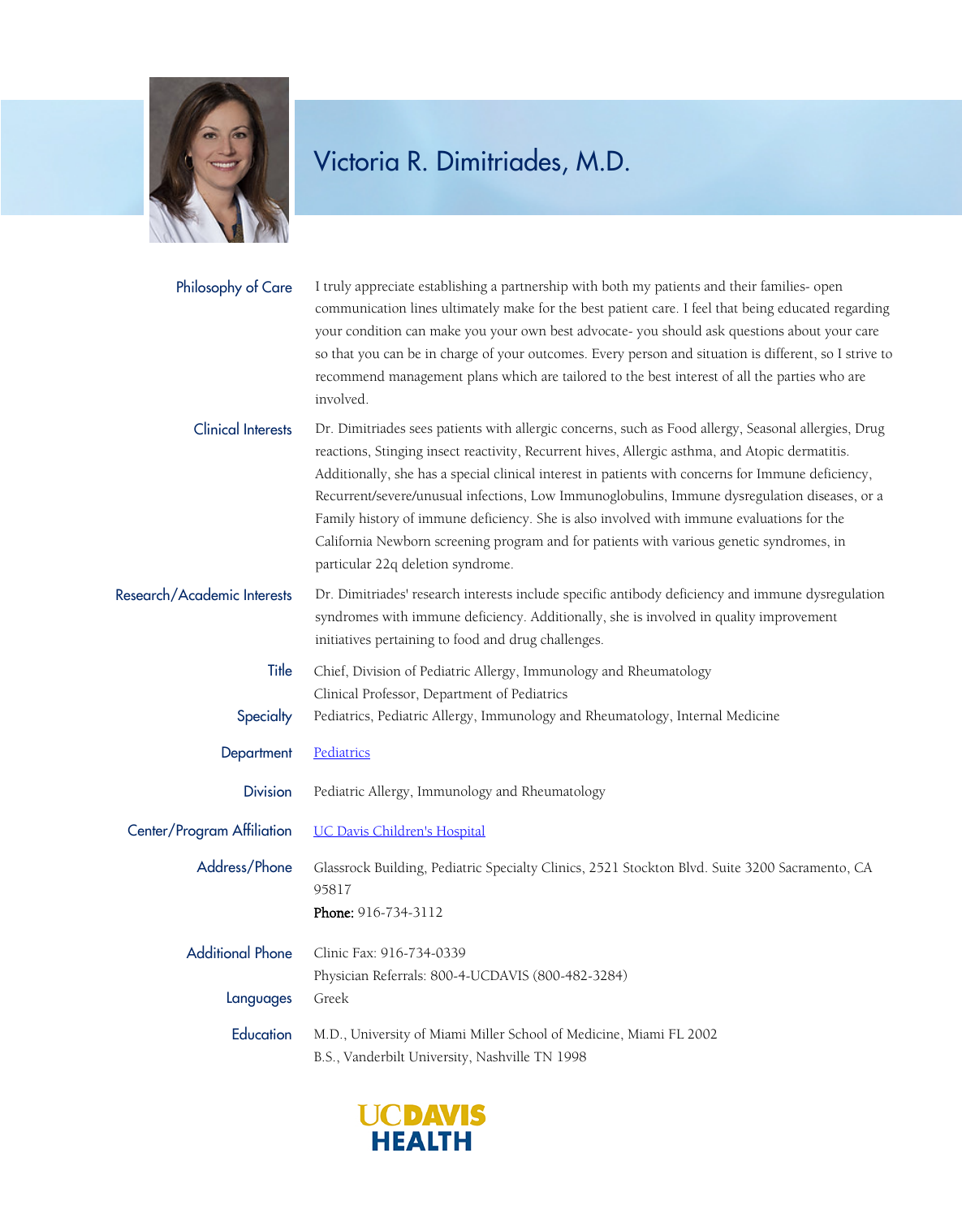# Victoria R. Dimitriades, M.D.

**Philosophy of Care**

I truly appreciate establishing a partnership with both my patients and their families- open communication lines ultimately make for the best patient care. I feel that being educated regarding your condition can make you your own best advocate- you should ask questions about your care so that you can be in charge of your outcomes. Every person and situation is different, so I strive to recommend management plans which are tailored to the best interest of all the parties who are involved.

**Clinical Interests**

Dr. Dimitriades sees patients with allergic concerns, such as Food allergy, Seasonal allergies, Drug reactions, Stinging insect reactivity, Recurrent hives, Allergic asthma, and Atopic dermatitis. Additionally, she has a special clinical interest in patients with concerns for Immune deficiency, Recurrent/severe/unusual infections, Low Immunoglobulins, Immune dysregulation diseases, or a Family history of immune deficiency. She is also involved with immune evaluations for the California Newborn screening program and for patients with various genetic syndromes, in particular 22q deletion syndrome.

**Research/Academic Interests**

Dr. Dimitriades' research interests include specific antibody deficiency and immune dysregulation syndromes with immune deficiency. Additionally, she is involved in quality improvement initiatives pertaining to food and drug challenges.

**Title**

Chief, Division of Pediatric Allergy, Immunology and Rheumatology
Clinical Professor, Department of Pediatrics

**Specialty**

Pediatrics, Pediatric Allergy, Immunology and Rheumatology, Internal Medicine

**Department**

Pediatrics

**Division**

Pediatric Allergy, Immunology and Rheumatology

**Center/Program Affiliation**

UC Davis Children's Hospital

**Address/Phone**

Glassrock Building, Pediatric Specialty Clinics, 2521 Stockton Blvd. Suite 3200 Sacramento, CA 95817

**Phone:** 916-734-3112

**Additional Phone**

Clinic Fax: 916-734-0339
Physician Referrals: 800-4-UCDAVIS (800-482-3284)

**Languages**

Greek

**Education**

M.D., University of Miami Miller School of Medicine, Miami FL 2002
B.S., Vanderbilt University, Nashville TN 1998

UC DAVIS HEALTH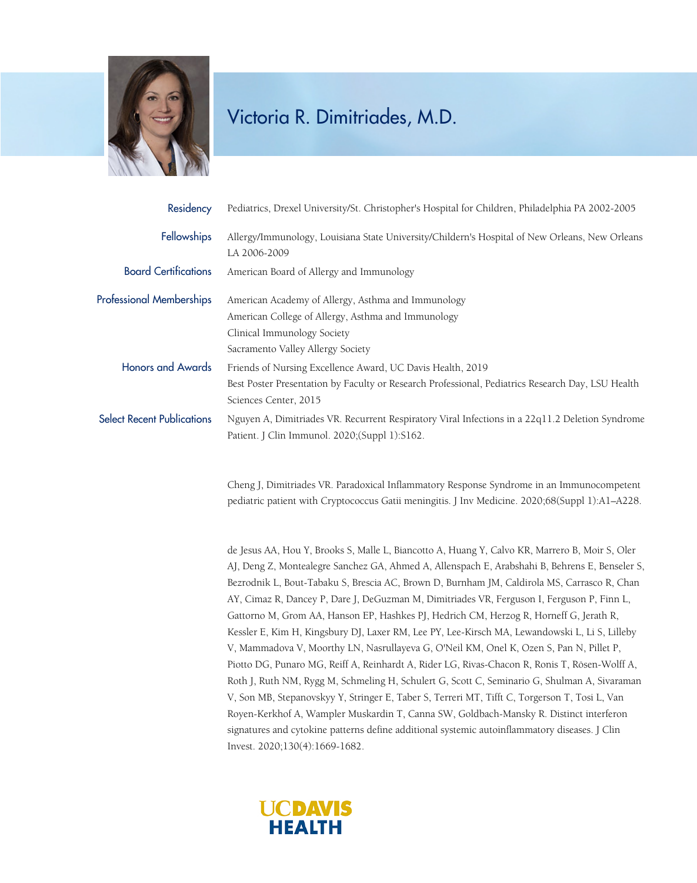# Victoria R. Dimitriades, M.D.

**Residency**
Pediatrics, Drexel University/St. Christopher's Hospital for Children, Philadelphia PA 2002-2005

**Fellowships**
Allergy/Immunology, Louisiana State University/Childern's Hospital of New Orleans, New Orleans LA 2006-2009

**Board Certifications**
American Board of Allergy and Immunology

**Professional Memberships**
American Academy of Allergy, Asthma and Immunology
American College of Allergy, Asthma and Immunology
Clinical Immunology Society
Sacramento Valley Allergy Society

**Honors and Awards**
Friends of Nursing Excellence Award, UC Davis Health, 2019
Best Poster Presentation by Faculty or Research Professional, Pediatrics Research Day, LSU Health Sciences Center, 2015

**Select Recent Publications**

Nguyen A, Dimitriades VR. Recurrent Respiratory Viral Infections in a 22q11.2 Deletion Syndrome Patient. J Clin Immunol. 2020;(Suppl 1):S162.

Cheng J, Dimitriades VR. Paradoxical Inflammatory Response Syndrome in an Immunocompetent pediatric patient with Cryptococcus Gatii meningitis. J Inv Medicine. 2020;68(Suppl 1):A1–A228.

de Jesus AA, Hou Y, Brooks S, Malle L, Biancotto A, Huang Y, Calvo KR, Marrero B, Moir S, Oler AJ, Deng Z, Montealegre Sanchez GA, Ahmed A, Allenspach E, Arabshahi B, Behrens E, Benseler S, Bezrodnik L, Bout-Tabaku S, Brescia AC, Brown D, Burnham JM, Caldirola MS, Carrasco R, Chan AY, Cimaz R, Dancey P, Dare J, DeGuzman M, Dimitriades VR, Ferguson I, Ferguson P, Finn L, Gattorno M, Grom AA, Hanson EP, Hashkes PJ, Hedrich CM, Herzog R, Horneff G, Jerath R, Kessler E, Kim H, Kingsbury DJ, Laxer RM, Lee PY, Lee-Kirsch MA, Lewandowski L, Li S, Lilleby V, Mammadova V, Moorthy LN, Nasrullayeva G, O'Neil KM, Onel K, Ozen S, Pan N, Pillet P, Piotto DG, Punaro MG, Reiff A, Reinhardt A, Rider LG, Rivas-Chacon R, Ronis T, Rösen-Wolff A, Roth J, Ruth NM, Rygg M, Schmeling H, Schulert G, Scott C, Seminario G, Shulman A, Sivaraman V, Son MB, Stepanovskyy Y, Stringer E, Taber S, Terreri MT, Tifft C, Torgerson T, Tosi L, Van Royen-Kerkhof A, Wampler Muskardin T, Canna SW, Goldbach-Mansky R. Distinct interferon signatures and cytokine patterns define additional systemic autoinflammatory diseases. J Clin Invest. 2020;130(4):1669-1682.

UC DAVIS HEALTH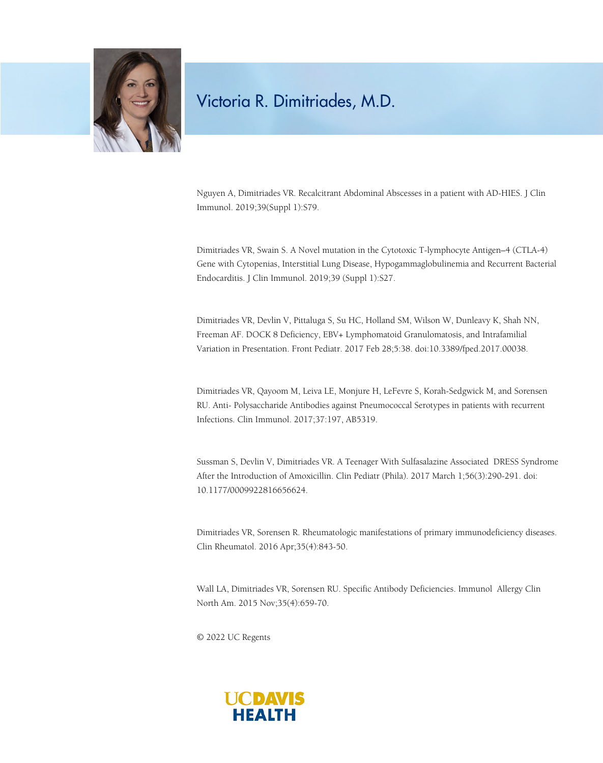# Victoria R. Dimitriades, M.D.

Nguyen A, Dimitriades VR. Recalcitrant Abdominal Abscesses in a patient with AD-HIES. J Clin Immunol. 2019;39(Suppl 1):S79.

Dimitriades VR, Swain S. A Novel mutation in the Cytotoxic T-lymphocyte Antigen–4 (CTLA-4) Gene with Cytopenias, Interstitial Lung Disease, Hypogammaglobulinemia and Recurrent Bacterial Endocarditis. J Clin Immunol. 2019;39 (Suppl 1):S27.

Dimitriades VR, Devlin V, Pittaluga S, Su HC, Holland SM, Wilson W, Dunleavy K, Shah NN, Freeman AF. DOCK 8 Deficiency, EBV+ Lymphomatoid Granulomatosis, and Intrafamilial Variation in Presentation. Front Pediatr. 2017 Feb 28;5:38. doi:10.3389/fped.2017.00038.

Dimitriades VR, Qayoom M, Leiva LE, Monjure H, LeFevre S, Korah-Sedgwick M, and Sorensen RU. Anti- Polysaccharide Antibodies against Pneumococcal Serotypes in patients with recurrent Infections. Clin Immunol. 2017;37:197, AB5319.

Sussman S, Devlin V, Dimitriades VR. A Teenager With Sulfasalazine Associated DRESS Syndrome After the Introduction of Amoxicillin. Clin Pediatr (Phila). 2017 March 1;56(3):290-291. doi: 10.1177/0009922816656624.

Dimitriades VR, Sorensen R. Rheumatologic manifestations of primary immunodeficiency diseases. Clin Rheumatol. 2016 Apr;35(4):843-50.

Wall LA, Dimitriades VR, Sorensen RU. Specific Antibody Deficiencies. Immunol Allergy Clin North Am. 2015 Nov;35(4):659-70.

© 2022 UC Regents

UCDAVIS HEALTH